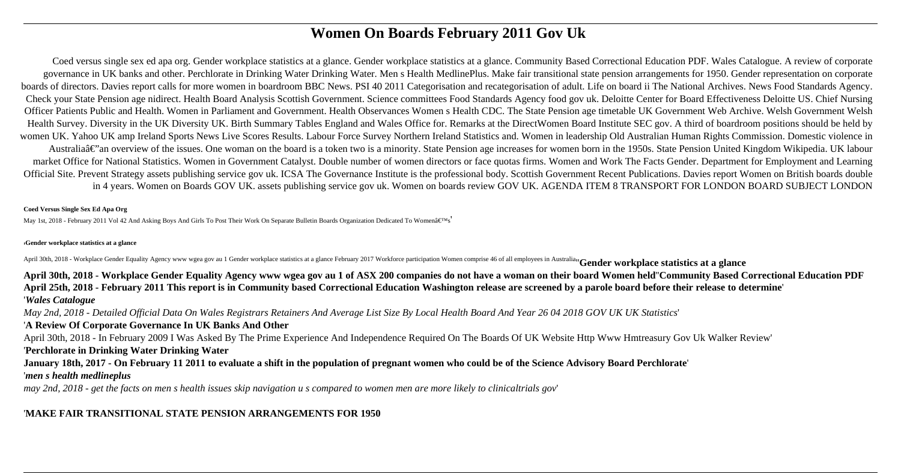# Women On Boards February 2011 Gov Uk

Coed versus single sex ed apa org. Gender workplace statistics at a glance. Gender workplace statistics at a glance. Community Based Correctional Education PDF. Wales Catalogue. A review of corporate governance in UK banks and other. Perchlorate in Drinking Water Drinking Water. Men s Health MedlinePlus. Make fair transitional state pension arrangements for 1950. Gender representation on corporate boards of directors. Davies report calls for more women in boardroom BBC News. PSI 40 2011 Categorisation and recategorisation of adult. Life on board ii The National Archives. News Food Standards Agency. Check your State Pension age nidirect. Health Board Analysis Scottish Government. Science committees Food Standards Agency food gov uk. Deloitte Center for Board Effectiveness Deloitte US. Chief Nursing Officer Patients Public and Health. Women in Parliament and Government. Health Observances Women s Health CDC. The State Pension age timetable UK Government Web Archive. Welsh Government Welsh Health Survey. Diversity in the UK Diversity UK. Birth Summary Tables England and Wales Office for. Remarks at the DirectWomen Board Institute SEC gov. A third of boardroom positions should be held by women UK. Yahoo UK amp Ireland Sports News Live Scores Results. Labour Force Survey Northern Ireland Statistics and. Women in leadership Old Australian Human Rights Commission. Domestic violence in Australiaâ€"an overview of the issues. One woman on the board is a token two is a minority. State Pension age increases for women born in the 1950s. State Pension United Kingdom Wikipedia. UK labour market Office for National Statistics. Women in Government Catalyst. Double number of women directors or face quotas firms. Women and Work The Facts Gender. Department for Employment and Learning Official Site. Prevent Strategy assets publishing service gov uk. ICSA The Governance Institute is the professional body. Scottish Government Recent Publications. Davies report Women on British boards double in 4 years. Women on Boards GOV UK. assets publishing service gov uk. Women on boards review GOV UK. AGENDA ITEM 8 TRANSPORT FOR LONDON BOARD SUBJECT LONDON

**Coed Versus Single Sex Ed Apa Org**

May 1st, 2018 - February 2011 Vol 42 And Asking Boys And Girls To Post Their Work On Separate Bulletin Boards Organization Dedicated To Womenâ€™s'

'**Gender workplace statistics at a glance**

April 30th, 2018 - Workplace Gender Equality Agency www wgea gov au 1 Gender workplace statistics at a glance February 2017 Workforce participation Women comprise 46 of all employees in Australia''**Gender workplace statistics at a glance**

**April 30th, 2018 - Workplace Gender Equality Agency www wgea gov au 1 of ASX 200 companies do not have a woman on their board Women held**''**Community Based Correctional Education PDF**
**April 25th, 2018 - February 2011 This report is in Community based Correctional Education Washington release are screened by a parole board before their release to determine**'

'***Wales Catalogue***

*May 2nd, 2018 - Detailed Official Data On Wales Registrars Retainers And Average List Size By Local Health Board And Year 26 04 2018 GOV UK UK Statistics*'

'**A Review Of Corporate Governance In UK Banks And Other**

April 30th, 2018 - In February 2009 I Was Asked By The Prime Experience And Independence Required On The Boards Of UK Website Http Www Hmtreasury Gov Uk Walker Review'

'**Perchlorate in Drinking Water Drinking Water**

**January 18th, 2017 - On February 11 2011 to evaluate a shift in the population of pregnant women who could be of the Science Advisory Board Perchlorate**'

'***men s health medlineplus***

*may 2nd, 2018 - get the facts on men s health issues skip navigation u s compared to women men are more likely to clinicaltrials gov*'

'**MAKE FAIR TRANSITIONAL STATE PENSION ARRANGEMENTS FOR 1950**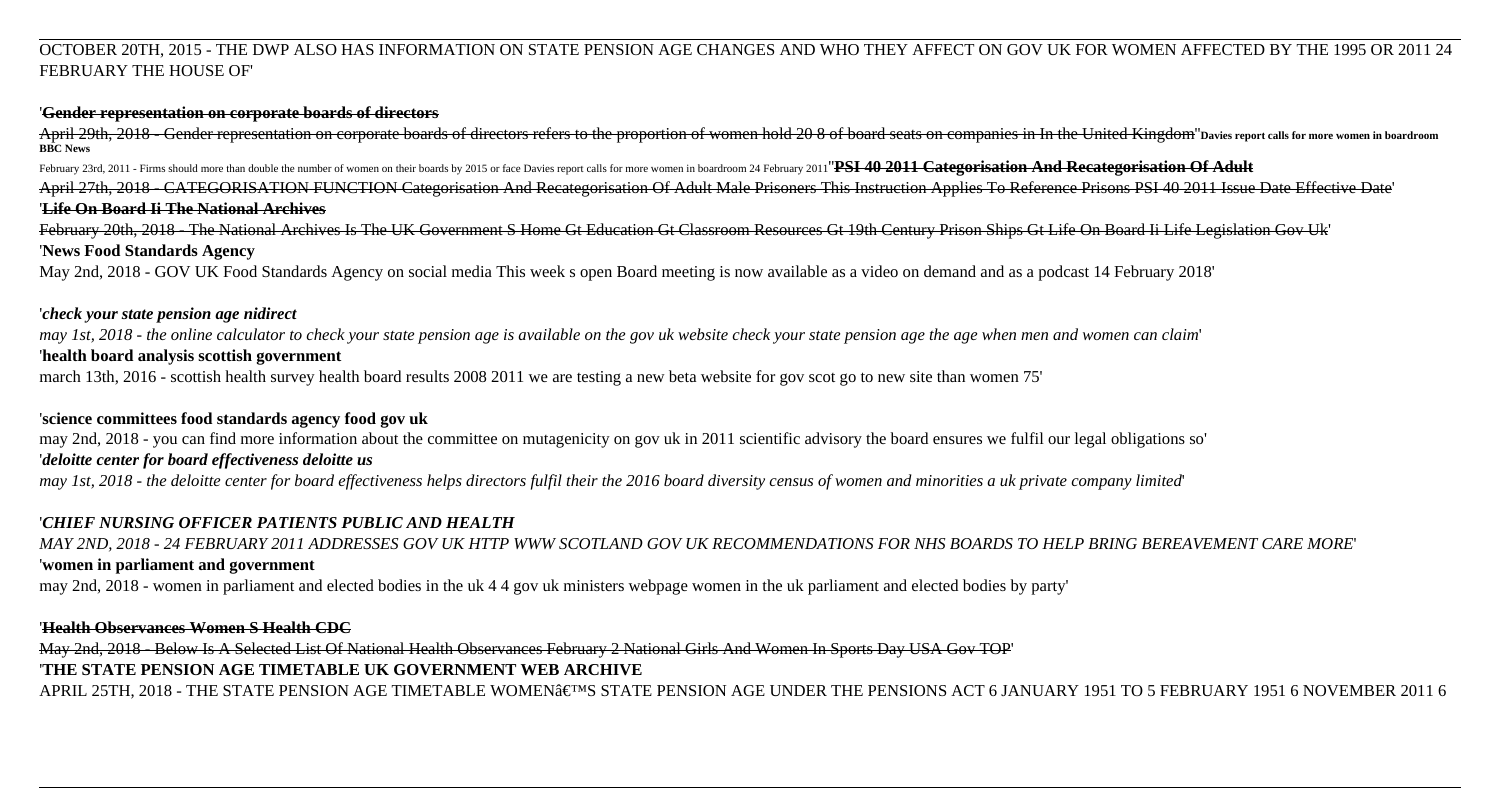OCTOBER 20TH, 2015 - THE DWP ALSO HAS INFORMATION ON STATE PENSION AGE CHANGES AND WHO THEY AFFECT ON GOV UK FOR WOMEN AFFECTED BY THE 1995 OR 2011 24 FEBRUARY THE HOUSE OF'

'**Gender representation on corporate boards of directors**

April 29th, 2018 - Gender representation on corporate boards of directors refers to the proportion of women hold 20 8 of board seats on companies in In the United Kingdom''**Davies report calls for more women in boardroom BBC News**

February 23rd, 2011 - Firms should more than double the number of women on their boards by 2015 or face Davies report calls for more women in boardroom 24 February 2011''**PSI 40 2011 Categorisation And Recategorisation Of Adult**

April 27th, 2018 - CATEGORISATION FUNCTION Categorisation And Recategorisation Of Adult Male Prisoners This Instruction Applies To Reference Prisons PSI 40 2011 Issue Date Effective Date'

'**Life On Board Ii The National Archives**

February 20th, 2018 - The National Archives Is The UK Government S Home Gt Education Gt Classroom Resources Gt 19th Century Prison Ships Gt Life On Board Ii Life Legislation Gov Uk'

'**News Food Standards Agency**

May 2nd, 2018 - GOV UK Food Standards Agency on social media This week s open Board meeting is now available as a video on demand and as a podcast 14 February 2018'

'***check your state pension age nidirect***

*may 1st, 2018 - the online calculator to check your state pension age is available on the gov uk website check your state pension age the age when men and women can claim*'

'**health board analysis scottish government**

march 13th, 2016 - scottish health survey health board results 2008 2011 we are testing a new beta website for gov scot go to new site than women 75'

'**science committees food standards agency food gov uk**

may 2nd, 2018 - you can find more information about the committee on mutagenicity on gov uk in 2011 scientific advisory the board ensures we fulfil our legal obligations so'

'***deloitte center for board effectiveness deloitte us***

*may 1st, 2018 - the deloitte center for board effectiveness helps directors fulfil their the 2016 board diversity census of women and minorities a uk private company limited*'

'***CHIEF NURSING OFFICER PATIENTS PUBLIC AND HEALTH***

*MAY 2ND, 2018 - 24 FEBRUARY 2011 ADDRESSES GOV UK HTTP WWW SCOTLAND GOV UK RECOMMENDATIONS FOR NHS BOARDS TO HELP BRING BEREAVEMENT CARE MORE*'

'**women in parliament and government**

may 2nd, 2018 - women in parliament and elected bodies in the uk 4 4 gov uk ministers webpage women in the uk parliament and elected bodies by party'

'**Health Observances Women S Health CDC**

May 2nd, 2018 - Below Is A Selected List Of National Health Observances February 2 National Girls And Women In Sports Day USA Gov TOP'

'**THE STATE PENSION AGE TIMETABLE UK GOVERNMENT WEB ARCHIVE**

APRIL 25TH, 2018 - THE STATE PENSION AGE TIMETABLE WOMEN€™S STATE PENSION AGE UNDER THE PENSIONS ACT 6 JANUARY 1951 TO 5 FEBRUARY 1951 6 NOVEMBER 2011 6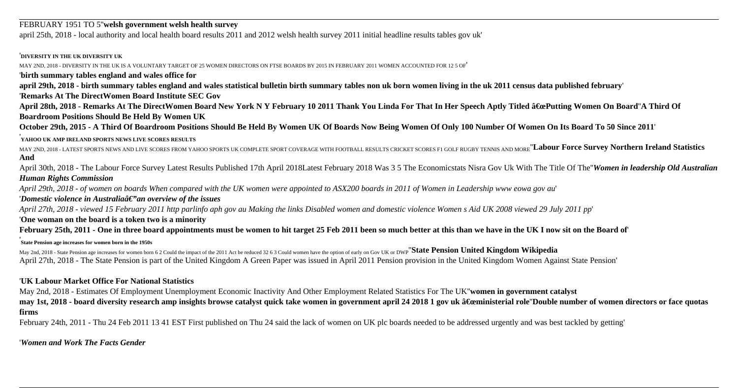FEBRUARY 1951 TO 5''**welsh government welsh health survey**

april 25th, 2018 - local authority and local health board results 2011 and 2012 welsh health survey 2011 initial headline results tables gov uk'

'**DIVERSITY IN THE UK DIVERSITY UK**

MAY 2ND, 2018 - DIVERSITY IN THE UK IS A VOLUNTARY TARGET OF 25 WOMEN DIRECTORS ON FTSE BOARDS BY 2015 IN FEBRUARY 2011 WOMEN ACCOUNTED FOR 12 5 OF'

'**birth summary tables england and wales office for**

**april 29th, 2018 - birth summary tables england and wales statistical bulletin birth summary tables non uk born women living in the uk 2011 census data published february**'

'**Remarks At The DirectWomen Board Institute SEC Gov**

**April 28th, 2018 - Remarks At The DirectWomen Board New York N Y February 10 2011 Thank You Linda For That In Her Speech Aptly Titled â€œPutting Women On Board**''**A Third Of Boardroom Positions Should Be Held By Women UK**

**October 29th, 2015 - A Third Of Boardroom Positions Should Be Held By Women UK Of Boards Now Being Women Of Only 100 Number Of Women On Its Board To 50 Since 2011**'

'**YAHOO UK AMP IRELAND SPORTS NEWS LIVE SCORES RESULTS**

MAY 2ND, 2018 - LATEST SPORTS NEWS AND LIVE SCORES FROM YAHOO SPORTS UK COMPLETE SPORT COVERAGE WITH FOOTBALL RESULTS CRICKET SCORES F1 GOLF RUGBY TENNIS AND MORE''**Labour Force Survey Northern Ireland Statistics And**

April 30th, 2018 - The Labour Force Survey Latest Results Published 17th April 2018Latest February 2018 Was 3 5 The Economicstats Nisra Gov Uk With The Title Of The''***Women in leadership Old Australian Human Rights Commission***

*April 29th, 2018 - of women on boards When compared with the UK women were appointed to ASX200 boards in 2011 of Women in Leadership www eowa gov au*'

'***Domestic violence in Australiaâ€"an overview of the issues***

*April 27th, 2018 - viewed 15 February 2011 http parlinfo aph gov au Making the links Disabled women and domestic violence Women s Aid UK 2008 viewed 29 July 2011 pp*'

'**One woman on the board is a token two is a minority**

**February 25th, 2011 - One in three board appointments must be women to hit target 25 Feb 2011 been so much better at this than we have in the UK I now sit on the Board of**'

'**State Pension age increases for women born in the 1950s**

May 2nd, 2018 - State Pension age increases for women born 6 2 Could the impact of the 2011 Act be reduced 32 6 3 Could women have the option of early on Gov UK or DWP''**State Pension United Kingdom Wikipedia**

April 27th, 2018 - The State Pension is part of the United Kingdom A Green Paper was issued in April 2011 Pension provision in the United Kingdom Women Against State Pension'

'**UK Labour Market Office For National Statistics**

May 2nd, 2018 - Estimates Of Employment Unemployment Economic Inactivity And Other Employment Related Statistics For The UK''**women in government catalyst**

**may 1st, 2018 - board diversity research amp insights browse catalyst quick take women in government april 24 2018 1 gov uk â€œministerial role**''**Double number of women directors or face quotas firms**

February 24th, 2011 - Thu 24 Feb 2011 13 41 EST First published on Thu 24 said the lack of women on UK plc boards needed to be addressed urgently and was best tackled by getting'

'***Women and Work The Facts Gender***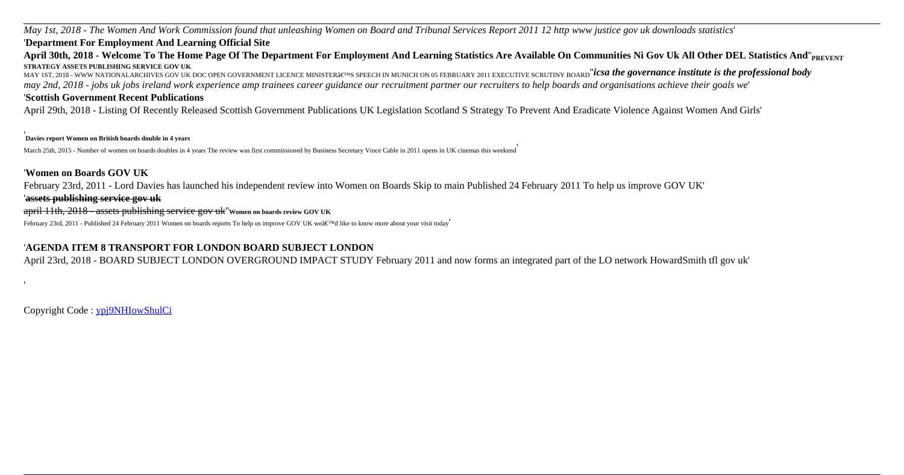*May 1st, 2018 - The Women And Work Commission found that unleashing Women on Board and Tribunal Services Report 2011 12 http www justice gov uk downloads statistics*'

'**Department For Employment And Learning Official Site**

**April 30th, 2018 - Welcome To The Home Page Of The Department For Employment And Learning Statistics Are Available On Communities Ni Gov Uk All Other DEL Statistics And**''**PREVENT STRATEGY ASSETS PUBLISHING SERVICE GOV UK**

MAY 1ST, 2018 - WWW NATIONALARCHIVES GOV UK DOC OPEN GOVERNMENT LICENCE MINISTERâ€™S SPEECH IN MUNICH ON 05 FEBRUARY 2011 EXECUTIVE SCRUTINY BOARD''***icsa the governance institute is the professional body***

*may 2nd, 2018 - jobs uk jobs ireland work experience amp trainees career guidance our recruitment partner our recruiters to help boards and organisations achieve their goals we*'

'**Scottish Government Recent Publications**

April 29th, 2018 - Listing Of Recently Released Scottish Government Publications UK Legislation Scotland S Strategy To Prevent And Eradicate Violence Against Women And Girls'

'**Davies report Women on British boards double in 4 years**

March 25th, 2015 - Number of women on boards doubles in 4 years The review was first commissioned by Business Secretary Vince Cable in 2011 opens in UK cinemas this weekend'

'**Women on Boards GOV UK**

February 23rd, 2011 - Lord Davies has launched his independent review into Women on Boards Skip to main Published 24 February 2011 To help us improve GOV UK'

'**assets publishing service gov uk**

april 11th, 2018 - assets publishing service gov uk''**Women on boards review GOV UK**

February 23rd, 2011 - Published 24 February 2011 Women on boards reports To help us improve GOV UK weâ€™d like to know more about your visit today'

'**AGENDA ITEM 8 TRANSPORT FOR LONDON BOARD SUBJECT LONDON**

April 23rd, 2018 - BOARD SUBJECT LONDON OVERGROUND IMPACT STUDY February 2011 and now forms an integrated part of the LO network HowardSmith tfl gov uk'

'

Copyright Code : ypj9NHIowShulCi